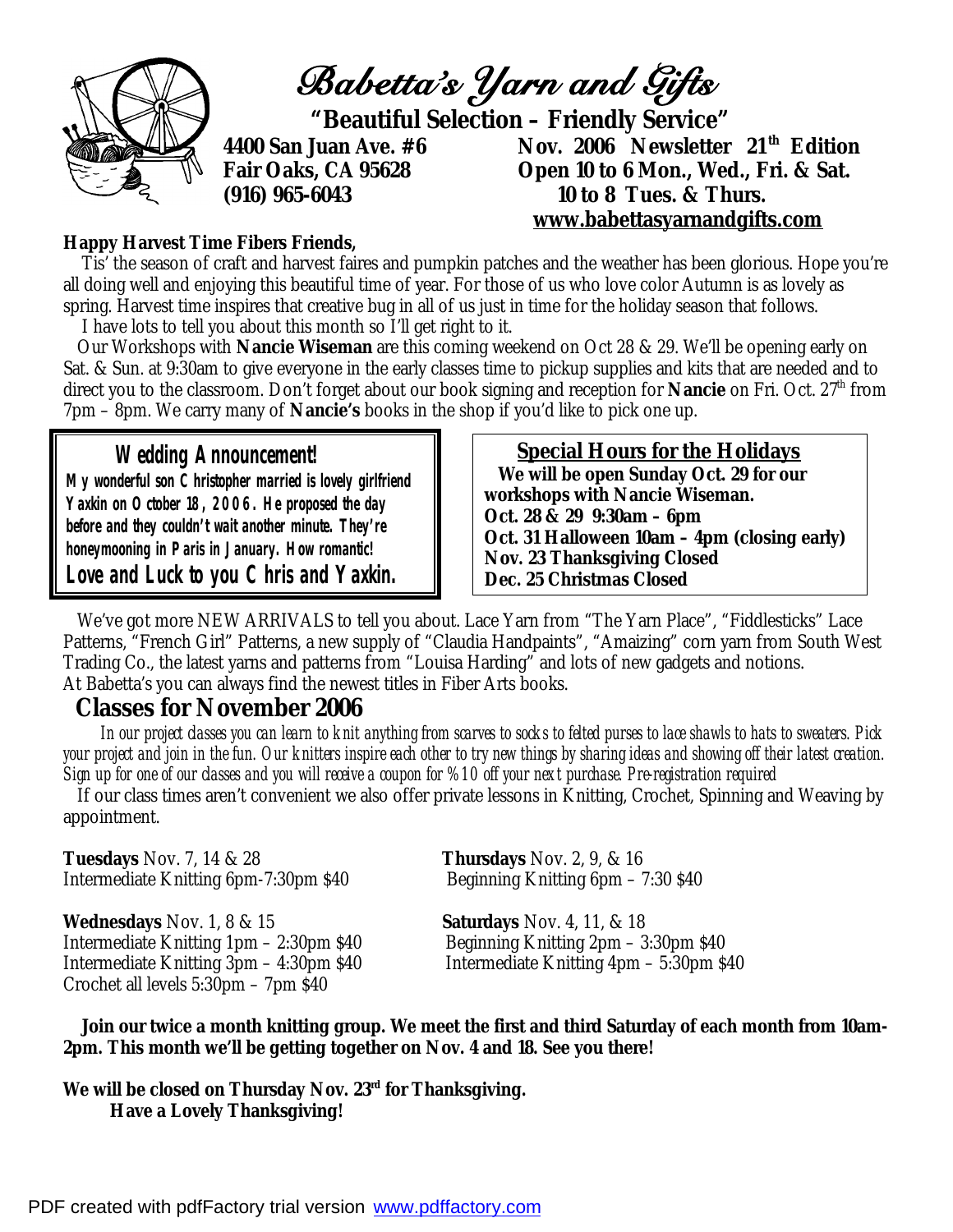# Babetta's Yarn and Gifts

**"Beautiful Selection – Friendly Service"**

**4400 San Juan Ave. #6**
**Fair Oaks, CA 95628**
**(916) 965-6043**

**Nov. 2006 Newsletter 21th Edition**
**Open 10 to 6 Mon., Wed., Fri. & Sat.**
**10 to 8 Tues. & Thurs.**
**www.babettasyarnandgifts.com**

**Happy Harvest Time Fibers Friends,**

Tis' the season of craft and harvest faires and pumpkin patches and the weather has been glorious. Hope you're all doing well and enjoying this beautiful time of year. For those of us who love color Autumn is as lovely as spring. Harvest time inspires that creative bug in all of us just in time for the holiday season that follows.

I have lots to tell you about this month so I'll get right to it.

Our Workshops with **Nancie Wiseman** are this coming weekend on Oct 28 & 29. We'll be opening early on Sat. & Sun. at 9:30am to give everyone in the early classes time to pickup supplies and kits that are needed and to direct you to the classroom. Don't forget about our book signing and reception for **Nancie** on Fri. Oct. 27th from 7pm – 8pm. We carry many of **Nancie's** books in the shop if you'd like to pick one up.

**Wedding Announcement!**

**My wonderful son Christopher married is lovely girlfriend Yaxkin on October 18, 2006. He proposed the day before and they couldn't wait another minute. They're honeymooning in Paris in January. How romantic!**

**Love and Luck to you Chris and Yaxkin.**

**Special Hours for the Holidays**

**We will be open Sunday Oct. 29 for our workshops with Nancie Wiseman.**
**Oct. 28 & 29 9:30am – 6pm**
**Oct. 31 Halloween 10am – 4pm (closing early)**
**Nov. 23 Thanksgiving Closed**
**Dec. 25 Christmas Closed**

We've got more NEW ARRIVALS to tell you about. Lace Yarn from "The Yarn Place", "Fiddlesticks" Lace Patterns, "French Girl" Patterns, a new supply of "Claudia Handpaints", "Amaizing" corn yarn from South West Trading Co., the latest yarns and patterns from "Louisa Harding" and lots of new gadgets and notions.
At Babetta's you can always find the newest titles in Fiber Arts books.

## Classes for November 2006

*In our project classes you can learn to knit anything from scarves to socks to felted purses to lace shawls to hats to sweaters. Pick your project and join in the fun. Our knitters inspire each other to try new things by sharing ideas and showing off their latest creation. Sign up for one of our classes and you will receive a coupon for %10 off your next purchase. Pre-registration required*

If our class times aren't convenient we also offer private lessons in Knitting, Crochet, Spinning and Weaving by appointment.

**Tuesdays** Nov. 7, 14 & 28
Intermediate Knitting 6pm-7:30pm $40

**Wednesdays** Nov. 1, 8 & 15
Intermediate Knitting 1pm – 2:30pm $40
Intermediate Knitting 3pm – 4:30pm $40
Crochet all levels 5:30pm – 7pm $40

**Thursdays** Nov. 2, 9, & 16
Beginning Knitting 6pm – 7:30 $40

**Saturdays** Nov. 4, 11, & 18
Beginning Knitting 2pm – 3:30pm $40
Intermediate Knitting 4pm – 5:30pm $40

**Join our twice a month knitting group. We meet the first and third Saturday of each month from 10am-2pm. This month we'll be getting together on Nov. 4 and 18. See you there!**

**We will be closed on Thursday Nov. 23rd for Thanksgiving.**
**Have a Lovely Thanksgiving!**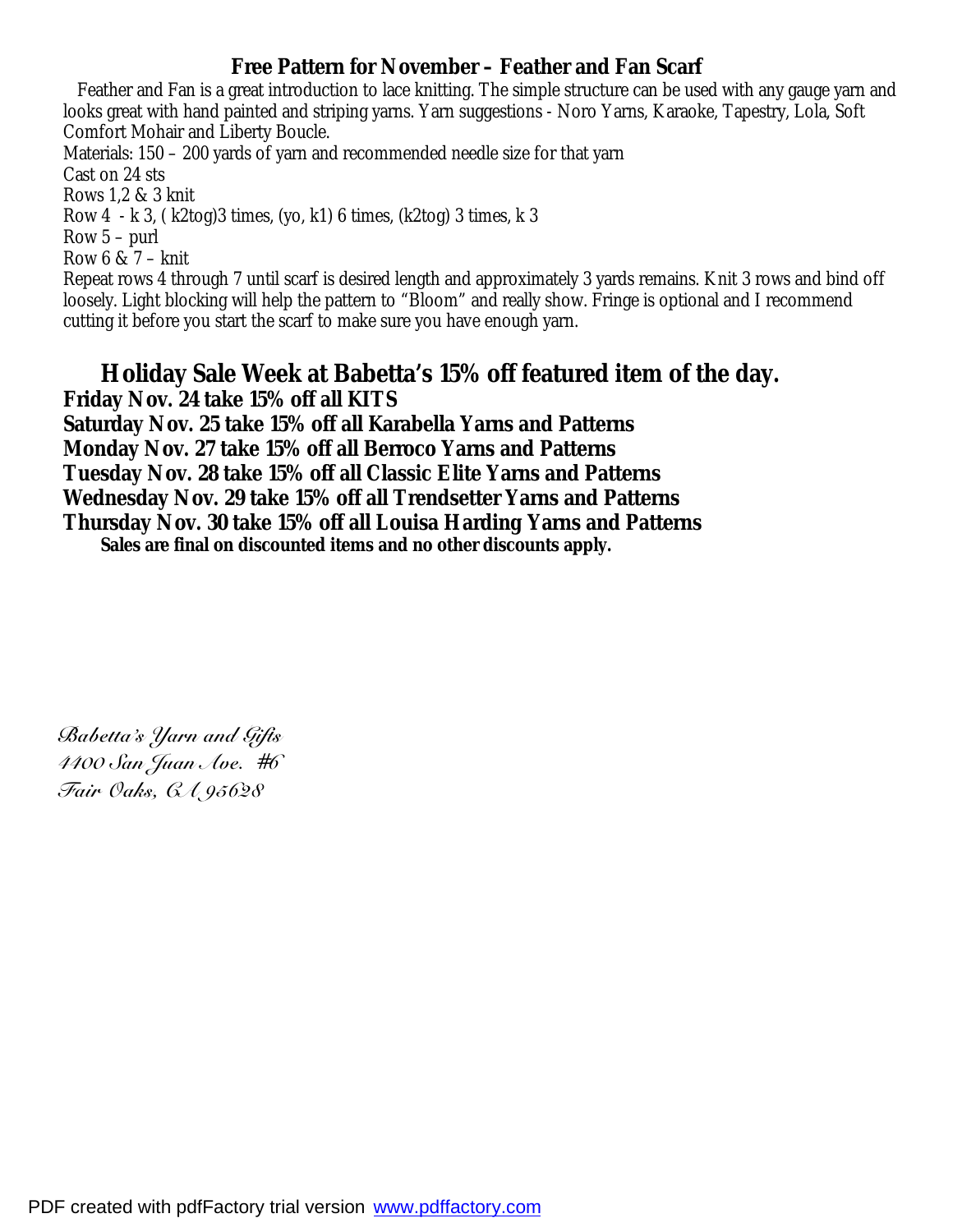## Free Pattern for November – Feather and Fan Scarf

Feather and Fan is a great introduction to lace knitting. The simple structure can be used with any gauge yarn and looks great with hand painted and striping yarns. Yarn suggestions - Noro Yarns, Karaoke, Tapestry, Lola, Soft Comfort Mohair and Liberty Boucle.

Materials: 150 – 200 yards of yarn and recommended needle size for that yarn

Cast on 24 sts

Rows 1,2 & 3 knit

Row 4 - k 3, ( k2tog)3 times, (yo, k1) 6 times, (k2tog) 3 times, k 3

Row 5 – purl

Row 6 & 7 – knit

Repeat rows 4 through 7 until scarf is desired length and approximately 3 yards remains. Knit 3 rows and bind off loosely. Light blocking will help the pattern to "Bloom" and really show. Fringe is optional and I recommend cutting it before you start the scarf to make sure you have enough yarn.

## Holiday Sale Week at Babetta's 15% off featured item of the day.

**Friday Nov. 24 take 15% off all KITS**
**Saturday Nov. 25 take 15% off all Karabella Yarns and Patterns**
**Monday Nov. 27 take 15% off all Berroco Yarns and Patterns**
**Tuesday Nov. 28 take 15% off all Classic Elite Yarns and Patterns**
**Wednesday Nov. 29 take 15% off all Trendsetter Yarns and Patterns**
**Thursday Nov. 30 take 15% off all Louisa Harding Yarns and Patterns**

**Sales are final on discounted items and no other discounts apply.**

*Babetta's Yarn and Gifts*
*4400 San Juan Ave. #6*
*Fair Oaks, CA 95628*